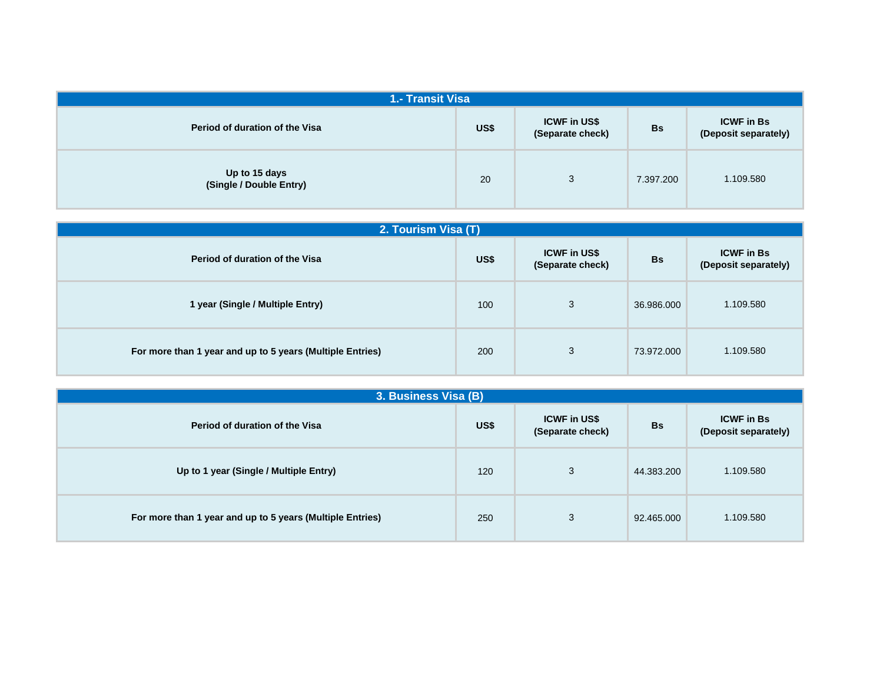## 1.- Transit Visa

| Period of duration of the Visa | US$ | ICWF in US$ (Separate check) | Bs | ICWF in Bs (Deposit separately) |
|---|---|---|---|---|
| Up to 15 days (Single / Double Entry) | 20 | 3 | 7.397.200 | 1.109.580 |

## 2. Tourism Visa (T)

| Period of duration of the Visa | US$ | ICWF in US$ (Separate check) | Bs | ICWF in Bs (Deposit separately) |
|---|---|---|---|---|
| 1 year (Single / Multiple Entry) | 100 | 3 | 36.986.000 | 1.109.580 |
| For more than 1 year and up to 5 years (Multiple Entries) | 200 | 3 | 73.972.000 | 1.109.580 |

## 3. Business Visa (B)

| Period of duration of the Visa | US$ | ICWF in US$ (Separate check) | Bs | ICWF in Bs (Deposit separately) |
|---|---|---|---|---|
| Up to 1 year (Single / Multiple Entry) | 120 | 3 | 44.383.200 | 1.109.580 |
| For more than 1 year and up to 5 years (Multiple Entries) | 250 | 3 | 92.465.000 | 1.109.580 |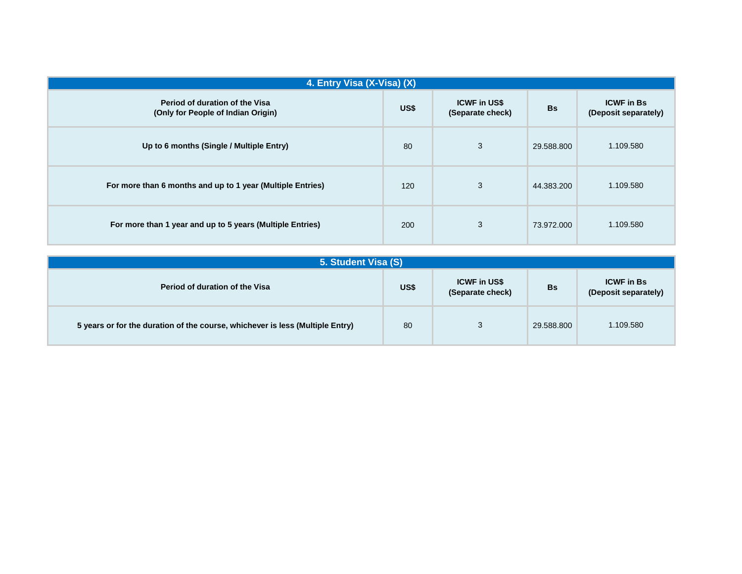## 4. Entry Visa (X-Visa) (X)

| Period of duration of the Visa (Only for People of Indian Origin) | US$ | ICWF in US$ (Separate check) | Bs | ICWF in Bs (Deposit separately) |
|---|---|---|---|---|
| **Up to 6 months (Single / Multiple Entry)** | 80 | 3 | 29.588.800 | 1.109.580 |
| **For more than 6 months and up to 1 year (Multiple Entries)** | 120 | 3 | 44.383.200 | 1.109.580 |
| **For more than 1 year and up to 5 years (Multiple Entries)** | 200 | 3 | 73.972.000 | 1.109.580 |

## 5. Student Visa (S)

| Period of duration of the Visa | US$ | ICWF in US$ (Separate check) | Bs | ICWF in Bs (Deposit separately) |
|---|---|---|---|---|
| **5 years or for the duration of the course, whichever is less (Multiple Entry)** | 80 | 3 | 29.588.800 | 1.109.580 |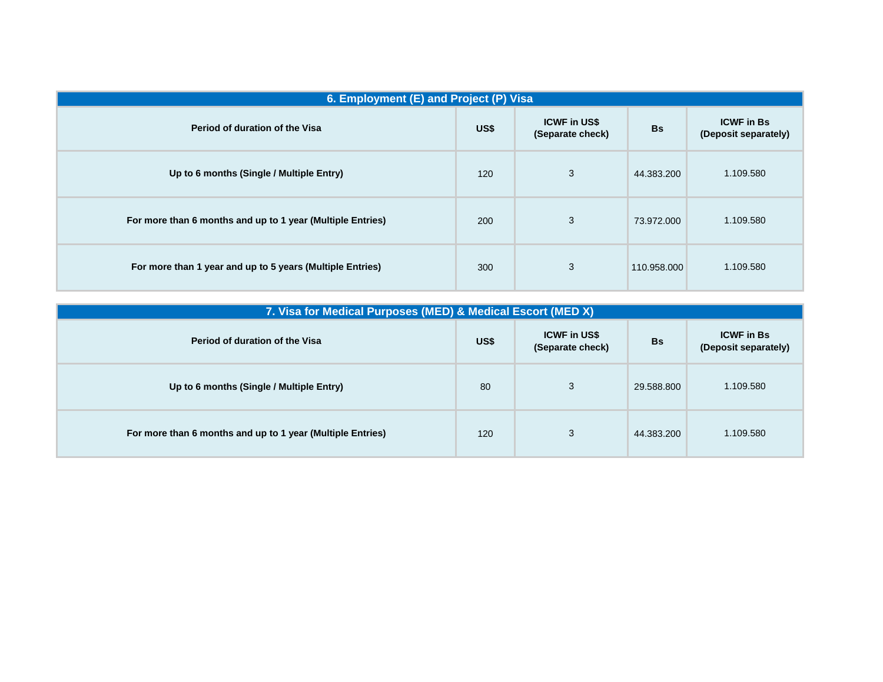## 6. Employment (E) and Project (P) Visa

| Period of duration of the Visa | US$ | ICWF in US$ (Separate check) | Bs | ICWF in Bs (Deposit separately) |
|---|---|---|---|---|
| **Up to 6 months (Single / Multiple Entry)** | 120 | 3 | 44.383.200 | 1.109.580 |
| **For more than 6 months and up to 1 year (Multiple Entries)** | 200 | 3 | 73.972.000 | 1.109.580 |
| **For more than 1 year and up to 5 years (Multiple Entries)** | 300 | 3 | 110.958.000 | 1.109.580 |

## 7. Visa for Medical Purposes (MED) & Medical Escort (MED X)

| Period of duration of the Visa | US$ | ICWF in US$ (Separate check) | Bs | ICWF in Bs (Deposit separately) |
|---|---|---|---|---|
| **Up to 6 months (Single / Multiple Entry)** | 80 | 3 | 29.588.800 | 1.109.580 |
| **For more than 6 months and up to 1 year (Multiple Entries)** | 120 | 3 | 44.383.200 | 1.109.580 |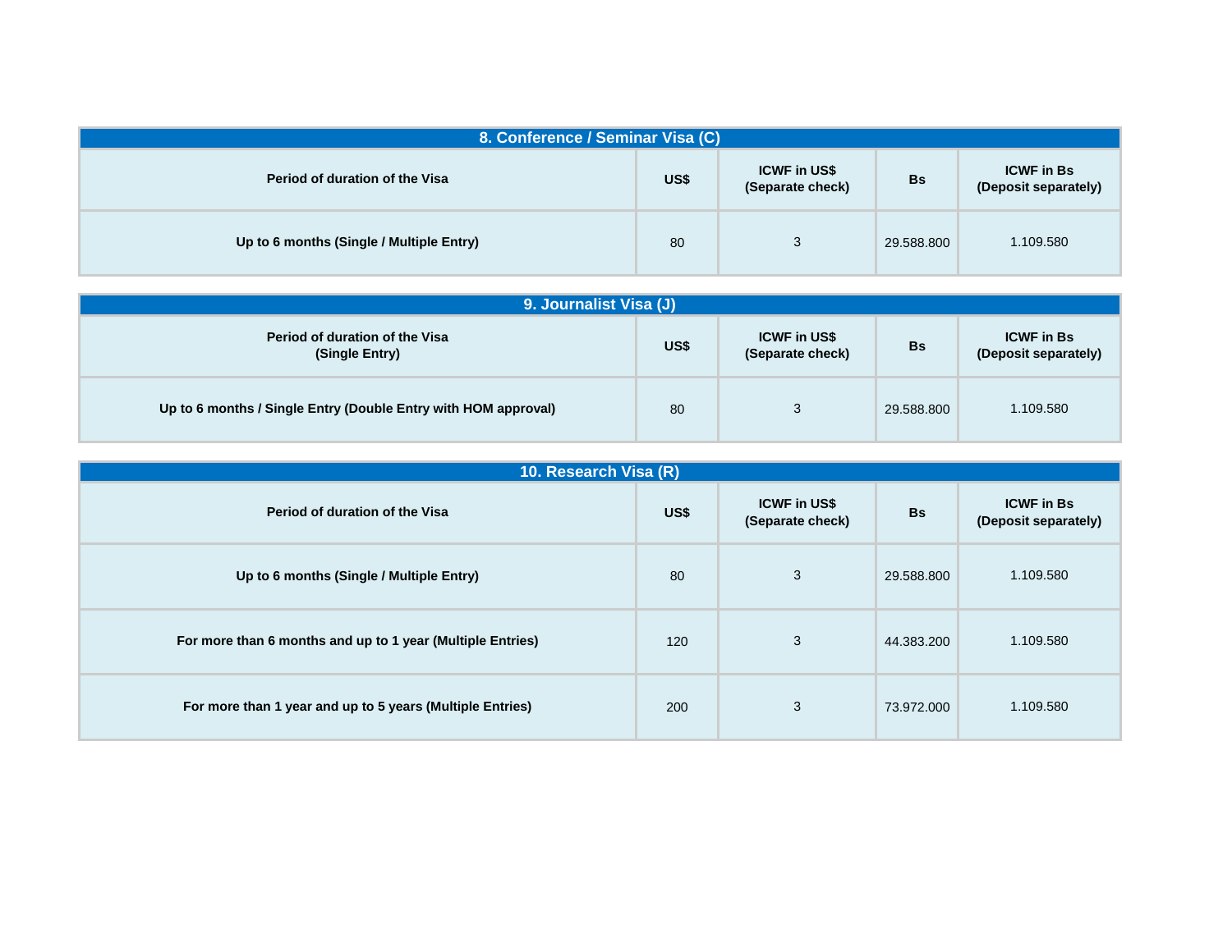## 8. Conference / Seminar Visa (C)

| Period of duration of the Visa | US$ | ICWF in US$ (Separate check) | Bs | ICWF in Bs (Deposit separately) |
|---|---|---|---|---|
| Up to 6 months (Single / Multiple Entry) | 80 | 3 | 29.588.800 | 1.109.580 |

## 9. Journalist Visa (J)

| Period of duration of the Visa (Single Entry) | US$ | ICWF in US$ (Separate check) | Bs | ICWF in Bs (Deposit separately) |
|---|---|---|---|---|
| Up to 6 months / Single Entry (Double Entry with HOM approval) | 80 | 3 | 29.588.800 | 1.109.580 |

## 10. Research Visa (R)

| Period of duration of the Visa | US$ | ICWF in US$ (Separate check) | Bs | ICWF in Bs (Deposit separately) |
|---|---|---|---|---|
| Up to 6 months (Single / Multiple Entry) | 80 | 3 | 29.588.800 | 1.109.580 |
| For more than 6 months and up to 1 year (Multiple Entries) | 120 | 3 | 44.383.200 | 1.109.580 |
| For more than 1 year and up to 5 years (Multiple Entries) | 200 | 3 | 73.972.000 | 1.109.580 |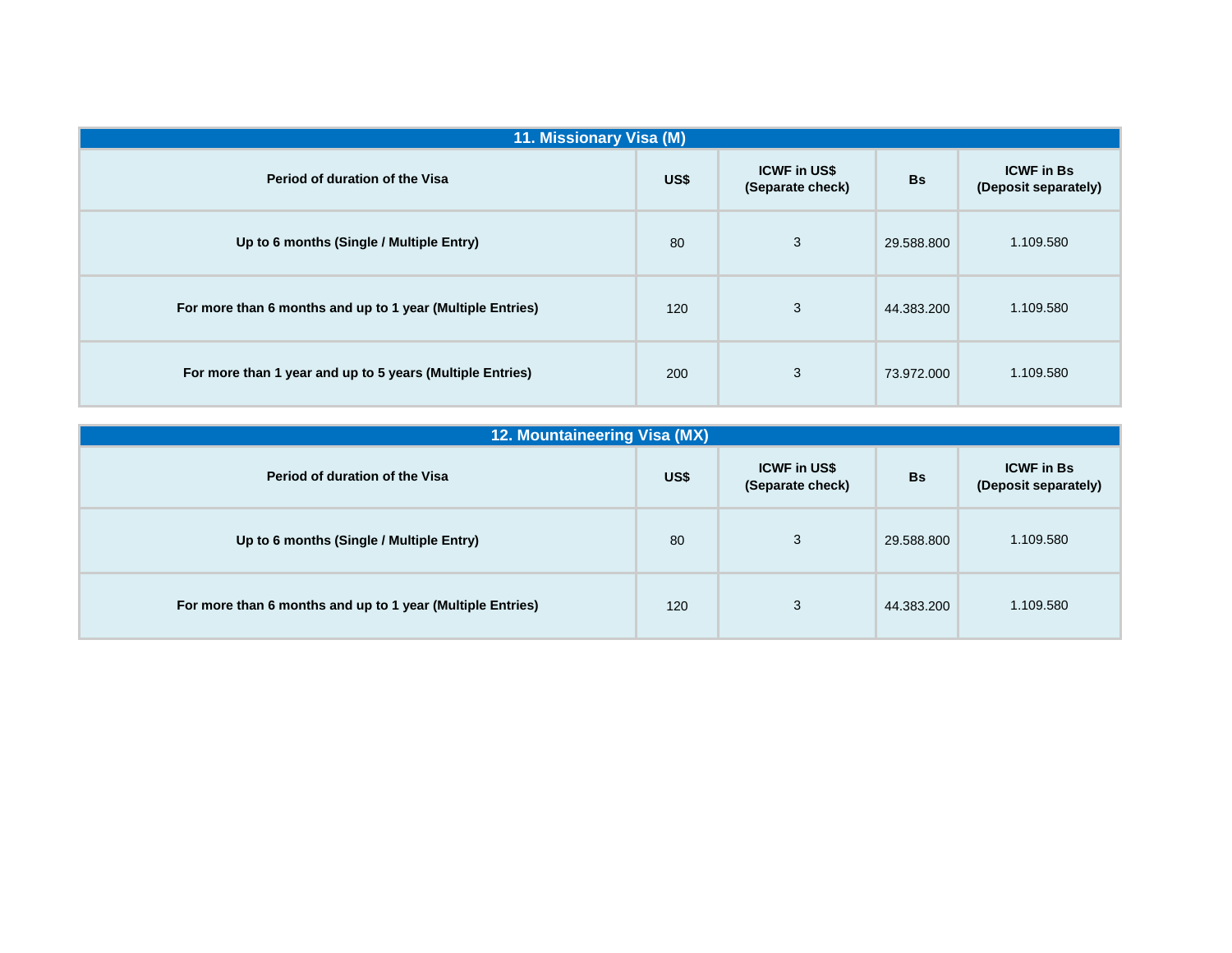## 11. Missionary Visa (M)

| Period of duration of the Visa | US$ | ICWF in US$ (Separate check) | Bs | ICWF in Bs (Deposit separately) |
|---|---|---|---|---|
| **Up to 6 months (Single / Multiple Entry)** | 80 | 3 | 29.588.800 | 1.109.580 |
| **For more than 6 months and up to 1 year (Multiple Entries)** | 120 | 3 | 44.383.200 | 1.109.580 |
| **For more than 1 year and up to 5 years (Multiple Entries)** | 200 | 3 | 73.972.000 | 1.109.580 |

## 12. Mountaineering Visa (MX)

| Period of duration of the Visa | US$ | ICWF in US$ (Separate check) | Bs | ICWF in Bs (Deposit separately) |
|---|---|---|---|---|
| **Up to 6 months (Single / Multiple Entry)** | 80 | 3 | 29.588.800 | 1.109.580 |
| **For more than 6 months and up to 1 year (Multiple Entries)** | 120 | 3 | 44.383.200 | 1.109.580 |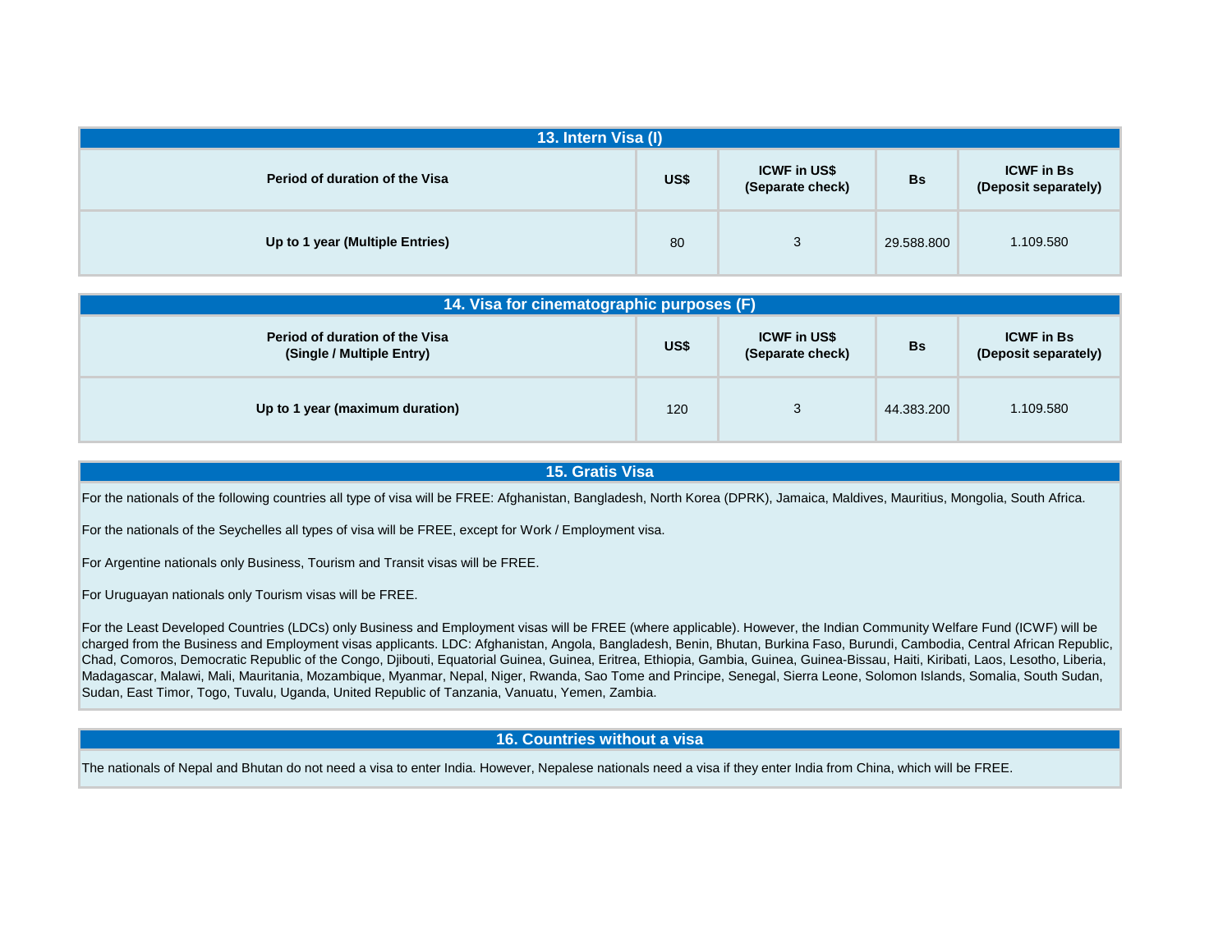## 13. Intern Visa (I)

| Period of duration of the Visa | US$ | ICWF in US$ (Separate check) | Bs | ICWF in Bs (Deposit separately) |
|---|---|---|---|---|
| **Up to 1 year (Multiple Entries)** | 80 | 3 | 29.588.800 | 1.109.580 |

## 14. Visa for cinematographic purposes (F)

| Period of duration of the Visa (Single / Multiple Entry) | US$ | ICWF in US$ (Separate check) | Bs | ICWF in Bs (Deposit separately) |
|---|---|---|---|---|
| **Up to 1 year (maximum duration)** | 120 | 3 | 44.383.200 | 1.109.580 |

## 15. Gratis Visa

For the nationals of the following countries all type of visa will be FREE: Afghanistan, Bangladesh, North Korea (DPRK), Jamaica, Maldives, Mauritius, Mongolia, South Africa.

For the nationals of the Seychelles all types of visa will be FREE, except for Work / Employment visa.

For Argentine nationals only Business, Tourism and Transit visas will be FREE.

For Uruguayan nationals only Tourism visas will be FREE.

For the Least Developed Countries (LDCs) only Business and Employment visas will be FREE (where applicable). However, the Indian Community Welfare Fund (ICWF) will be charged from the Business and Employment visas applicants. LDC: Afghanistan, Angola, Bangladesh, Benin, Bhutan, Burkina Faso, Burundi, Cambodia, Central African Republic, Chad, Comoros, Democratic Republic of the Congo, Djibouti, Equatorial Guinea, Guinea, Eritrea, Ethiopia, Gambia, Guinea, Guinea-Bissau, Haiti, Kiribati, Laos, Lesotho, Liberia, Madagascar, Malawi, Mali, Mauritania, Mozambique, Myanmar, Nepal, Niger, Rwanda, Sao Tome and Principe, Senegal, Sierra Leone, Solomon Islands, Somalia, South Sudan, Sudan, East Timor, Togo, Tuvalu, Uganda, United Republic of Tanzania, Vanuatu, Yemen, Zambia.

## 16. Countries without a visa

The nationals of Nepal and Bhutan do not need a visa to enter India. However, Nepalese nationals need a visa if they enter India from China, which will be FREE.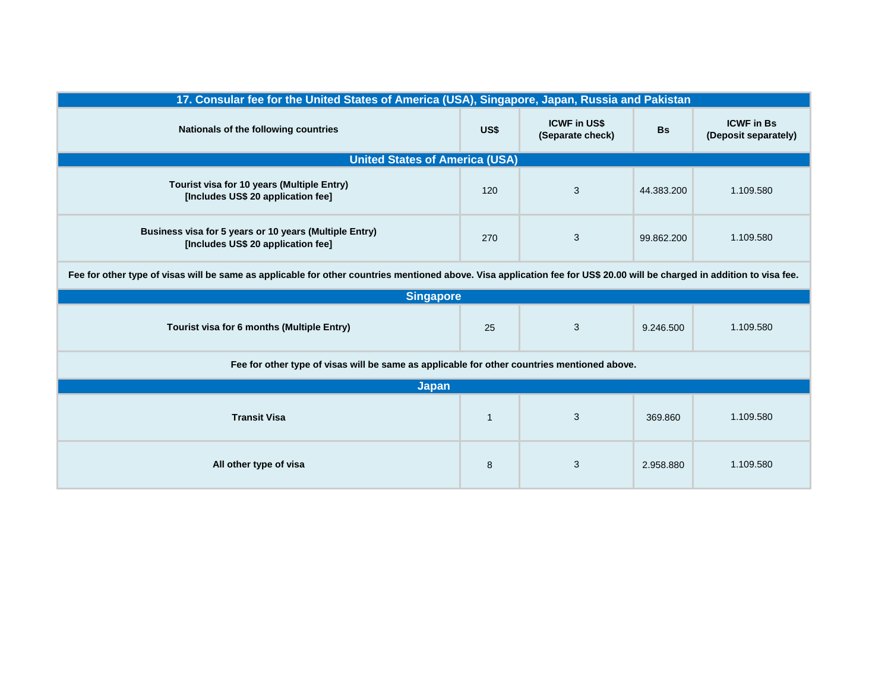| 17. Consular fee for the United States of America (USA), Singapore, Japan, Russia and Pakistan | | | | |
|---|---|---|---|---|
| **Nationals of the following countries** | **US$** | **ICWF in US$ (Separate check)** | **Bs** | **ICWF in Bs (Deposit separately)** |
| **United States of America (USA)** | | | | |
| **Tourist visa for 10 years (Multiple Entry) [Includes US$ 20 application fee]** | 120 | 3 | 44.383.200 | 1.109.580 |
| **Business visa for 5 years or 10 years (Multiple Entry) [Includes US$ 20 application fee]** | 270 | 3 | 99.862.200 | 1.109.580 |
| **Fee for other type of visas will be same as applicable for other countries mentioned above. Visa application fee for US$ 20.00 will be charged in addition to visa fee.** | | | | |
| **Singapore** | | | | |
| **Tourist visa for 6 months (Multiple Entry)** | 25 | 3 | 9.246.500 | 1.109.580 |
| **Fee for other type of visas will be same as applicable for other countries mentioned above.** | | | | |
| **Japan** | | | | |
| **Transit Visa** | 1 | 3 | 369.860 | 1.109.580 |
| **All other type of visa** | 8 | 3 | 2.958.880 | 1.109.580 |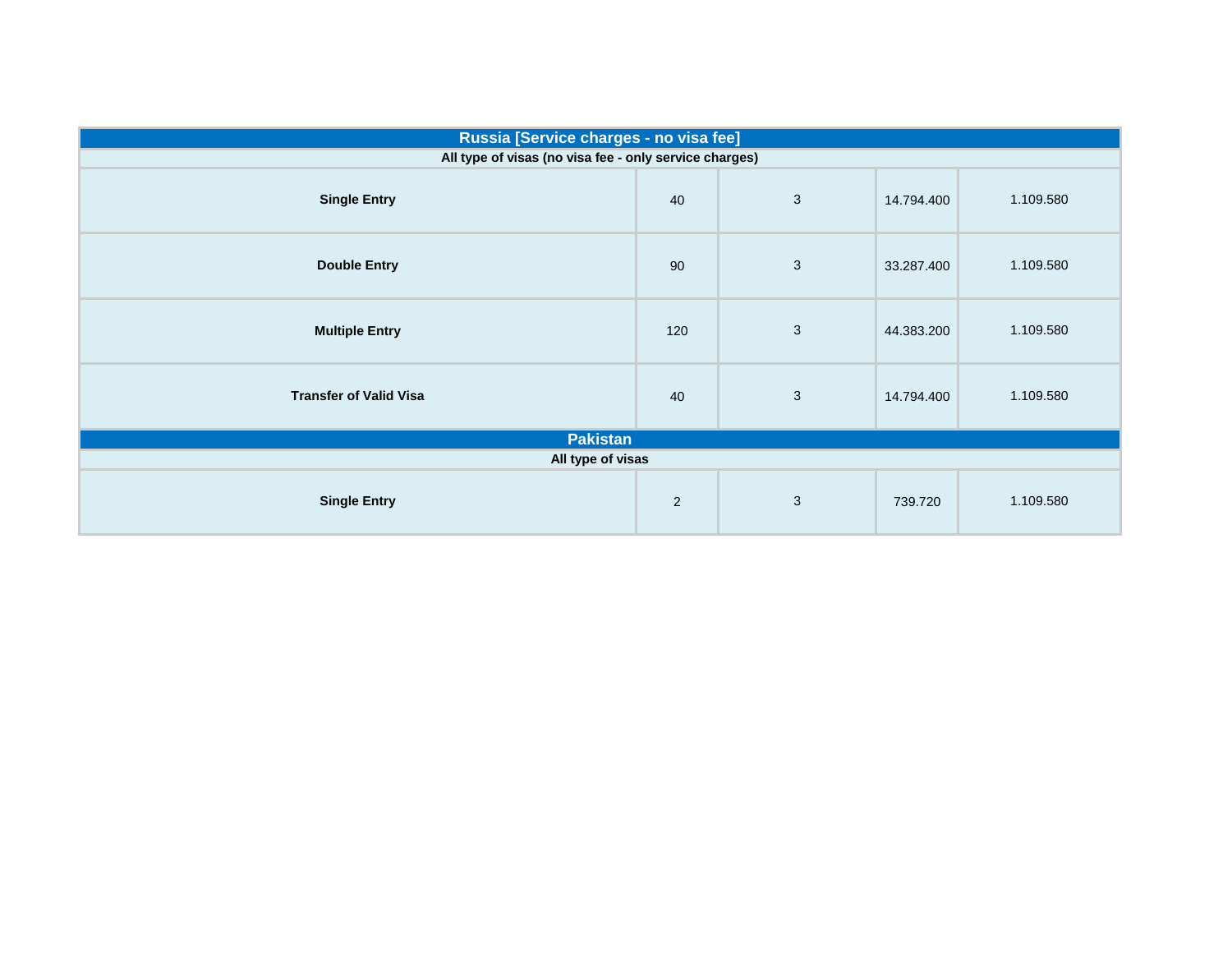| | | | | |
|---|---|---|---|---|
| **Russia [Service charges - no visa fee]** | | | | |
| **All type of visas (no visa fee - only service charges)** | | | | |
| **Single Entry** | 40 | 3 | 14.794.400 | 1.109.580 |
| **Double Entry** | 90 | 3 | 33.287.400 | 1.109.580 |
| **Multiple Entry** | 120 | 3 | 44.383.200 | 1.109.580 |
| **Transfer of Valid Visa** | 40 | 3 | 14.794.400 | 1.109.580 |
| **Pakistan** | | | | |
| **All type of visas** | | | | |
| **Single Entry** | 2 | 3 | 739.720 | 1.109.580 |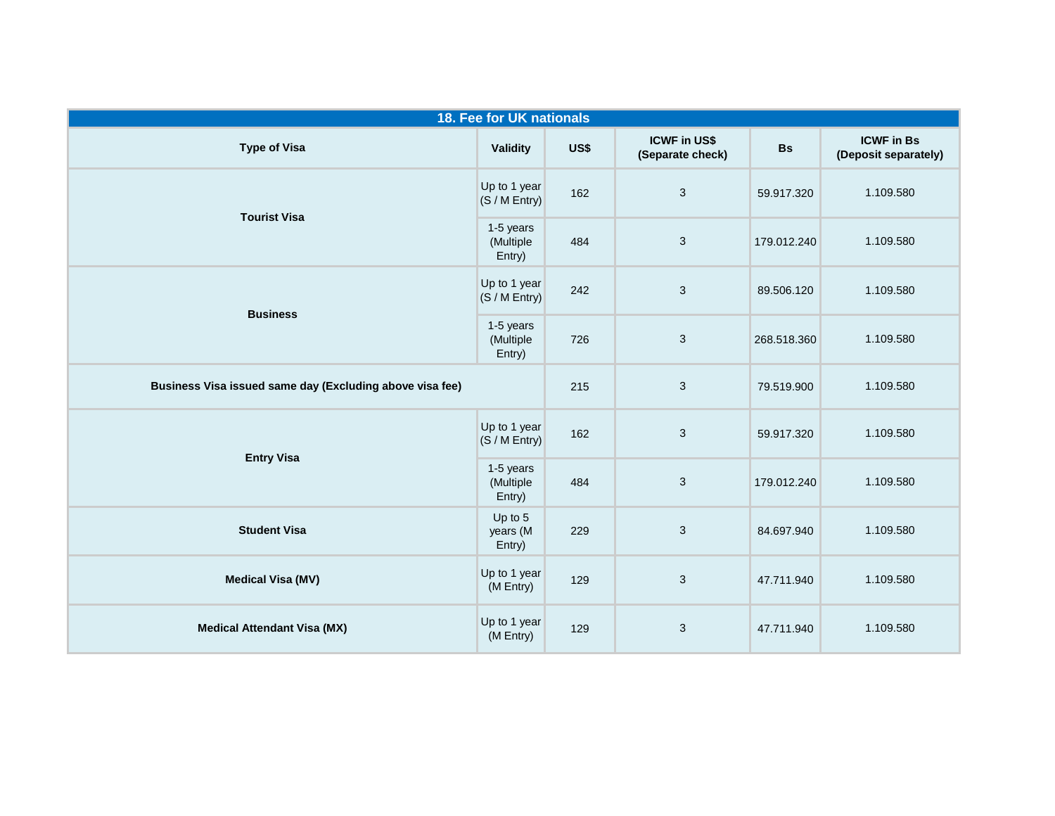## 18. Fee for UK nationals

| Type of Visa | Validity | US$ | ICWF in US$ (Separate check) | Bs | ICWF in Bs (Deposit separately) |
|---|---|---|---|---|---|
| Tourist Visa | Up to 1 year (S / M Entry) | 162 | 3 | 59.917.320 | 1.109.580 |
| | 1-5 years (Multiple Entry) | 484 | 3 | 179.012.240 | 1.109.580 |
| Business | Up to 1 year (S / M Entry) | 242 | 3 | 89.506.120 | 1.109.580 |
| | 1-5 years (Multiple Entry) | 726 | 3 | 268.518.360 | 1.109.580 |
| Business Visa issued same day (Excluding above visa fee) | | 215 | 3 | 79.519.900 | 1.109.580 |
| Entry Visa | Up to 1 year (S / M Entry) | 162 | 3 | 59.917.320 | 1.109.580 |
| | 1-5 years (Multiple Entry) | 484 | 3 | 179.012.240 | 1.109.580 |
| Student Visa | Up to 5 years (M Entry) | 229 | 3 | 84.697.940 | 1.109.580 |
| Medical Visa (MV) | Up to 1 year (M Entry) | 129 | 3 | 47.711.940 | 1.109.580 |
| Medical Attendant Visa (MX) | Up to 1 year (M Entry) | 129 | 3 | 47.711.940 | 1.109.580 |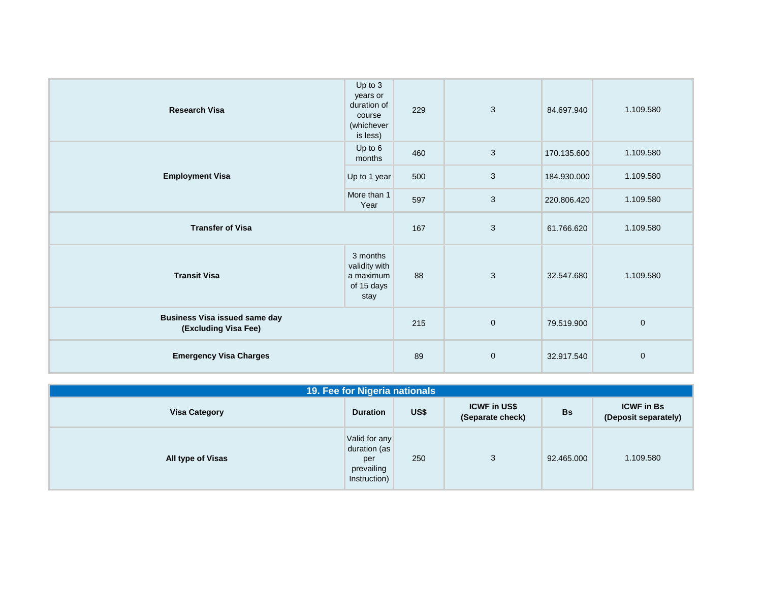| | | | | | |
|---|---|---|---|---|---|
| **Research Visa** | Up to 3 years or duration of course (whichever is less) | 229 | 3 | 84.697.940 | 1.109.580 |
| **Employment Visa** | Up to 6 months | 460 | 3 | 170.135.600 | 1.109.580 |
| | Up to 1 year | 500 | 3 | 184.930.000 | 1.109.580 |
| | More than 1 Year | 597 | 3 | 220.806.420 | 1.109.580 |
| **Transfer of Visa** | | 167 | 3 | 61.766.620 | 1.109.580 |
| **Transit Visa** | 3 months validity with a maximum of 15 days stay | 88 | 3 | 32.547.680 | 1.109.580 |
| **Business Visa issued same day (Excluding Visa Fee)** | | 215 | 0 | 79.519.900 | 0 |
| **Emergency Visa Charges** | | 89 | 0 | 32.917.540 | 0 |

## 19. Fee for Nigeria nationals

| Visa Category | Duration | US$ | ICWF in US$ (Separate check) | Bs | ICWF in Bs (Deposit separately) |
|---|---|---|---|---|---|
| **All type of Visas** | Valid for any duration (as per prevailing Instruction) | 250 | 3 | 92.465.000 | 1.109.580 |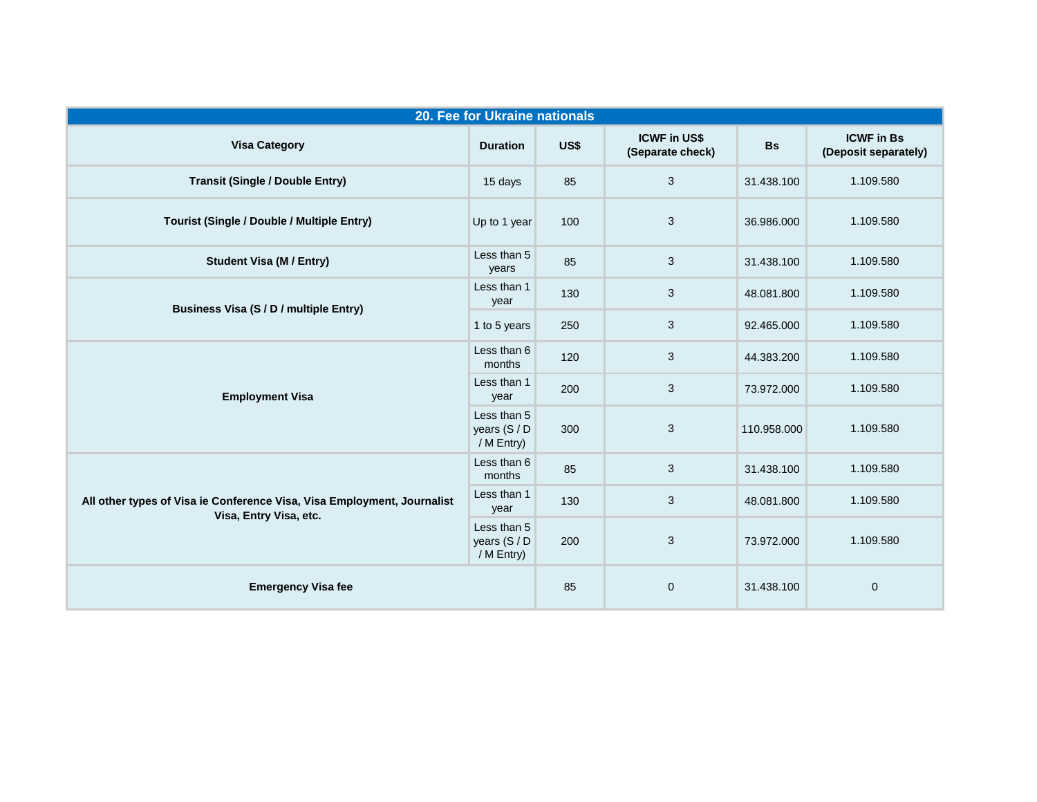| 20. Fee for Ukraine nationals | | | | | |
|---|---|---|---|---|---|
| **Visa Category** | **Duration** | **US$** | **ICWF in US$ (Separate check)** | **Bs** | **ICWF in Bs (Deposit separately)** |
| **Transit (Single / Double Entry)** | 15 days | 85 | 3 | 31.438.100 | 1.109.580 |
| **Tourist (Single / Double / Multiple Entry)** | Up to 1 year | 100 | 3 | 36.986.000 | 1.109.580 |
| **Student Visa (M / Entry)** | Less than 5 years | 85 | 3 | 31.438.100 | 1.109.580 |
| **Business Visa (S / D / multiple Entry)** | Less than 1 year | 130 | 3 | 48.081.800 | 1.109.580 |
| | 1 to 5 years | 250 | 3 | 92.465.000 | 1.109.580 |
| **Employment Visa** | Less than 6 months | 120 | 3 | 44.383.200 | 1.109.580 |
| | Less than 1 year | 200 | 3 | 73.972.000 | 1.109.580 |
| | Less than 5 years (S / D / M Entry) | 300 | 3 | 110.958.000 | 1.109.580 |
| **All other types of Visa ie Conference Visa, Visa Employment, Journalist Visa, Entry Visa, etc.** | Less than 6 months | 85 | 3 | 31.438.100 | 1.109.580 |
| | Less than 1 year | 130 | 3 | 48.081.800 | 1.109.580 |
| | Less than 5 years (S / D / M Entry) | 200 | 3 | 73.972.000 | 1.109.580 |
| **Emergency Visa fee** | | 85 | 0 | 31.438.100 | 0 |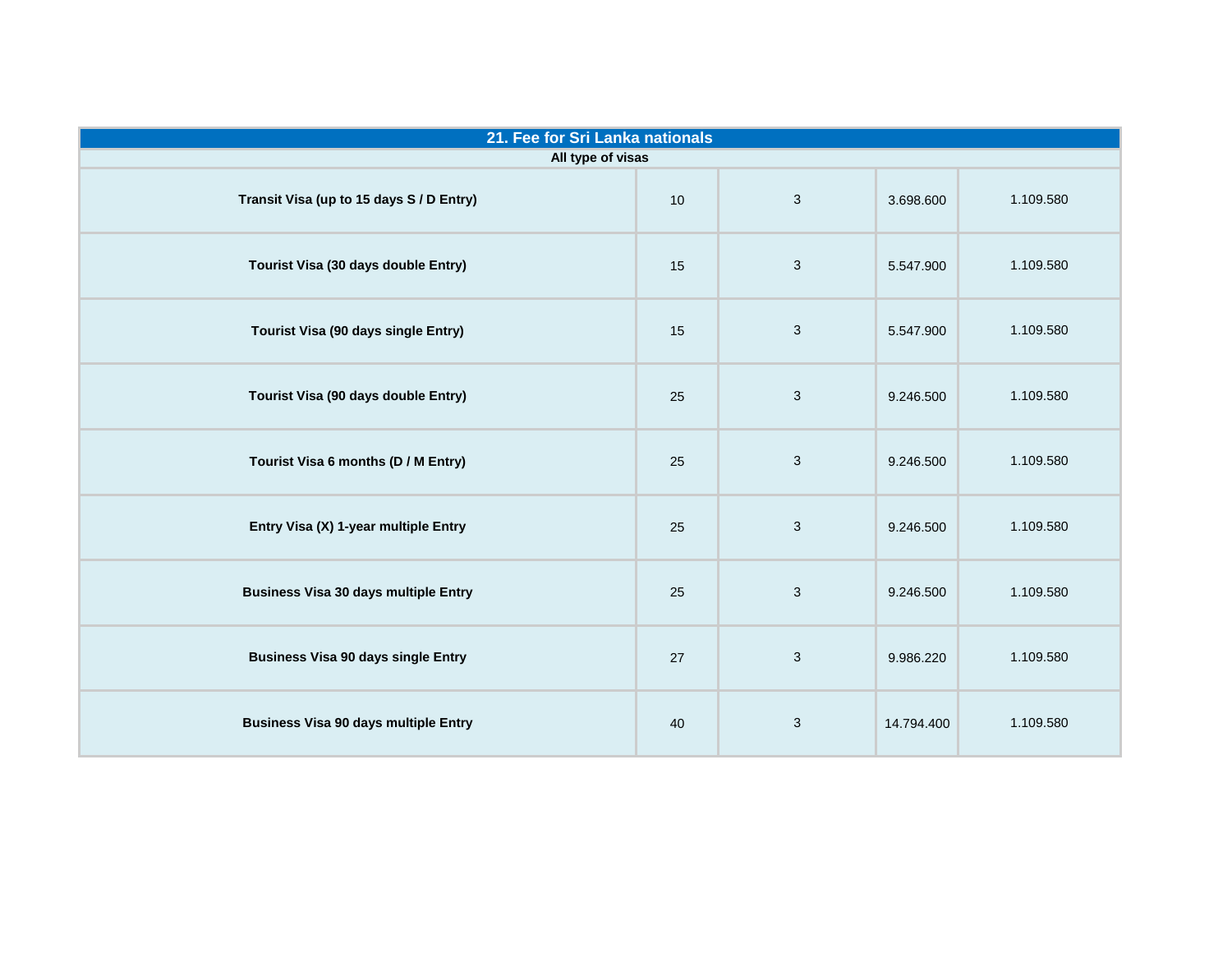| 21. Fee for Sri Lanka nationals | | | | |
|---|---|---|---|---|
| All type of visas | | | | |
| **Transit Visa (up to 15 days S / D Entry)** | 10 | 3 | 3.698.600 | 1.109.580 |
| **Tourist Visa (30 days double Entry)** | 15 | 3 | 5.547.900 | 1.109.580 |
| **Tourist Visa (90 days single Entry)** | 15 | 3 | 5.547.900 | 1.109.580 |
| **Tourist Visa (90 days double Entry)** | 25 | 3 | 9.246.500 | 1.109.580 |
| **Tourist Visa 6 months (D / M Entry)** | 25 | 3 | 9.246.500 | 1.109.580 |
| **Entry Visa (X) 1-year multiple Entry** | 25 | 3 | 9.246.500 | 1.109.580 |
| **Business Visa 30 days multiple Entry** | 25 | 3 | 9.246.500 | 1.109.580 |
| **Business Visa 90 days single Entry** | 27 | 3 | 9.986.220 | 1.109.580 |
| **Business Visa 90 days multiple Entry** | 40 | 3 | 14.794.400 | 1.109.580 |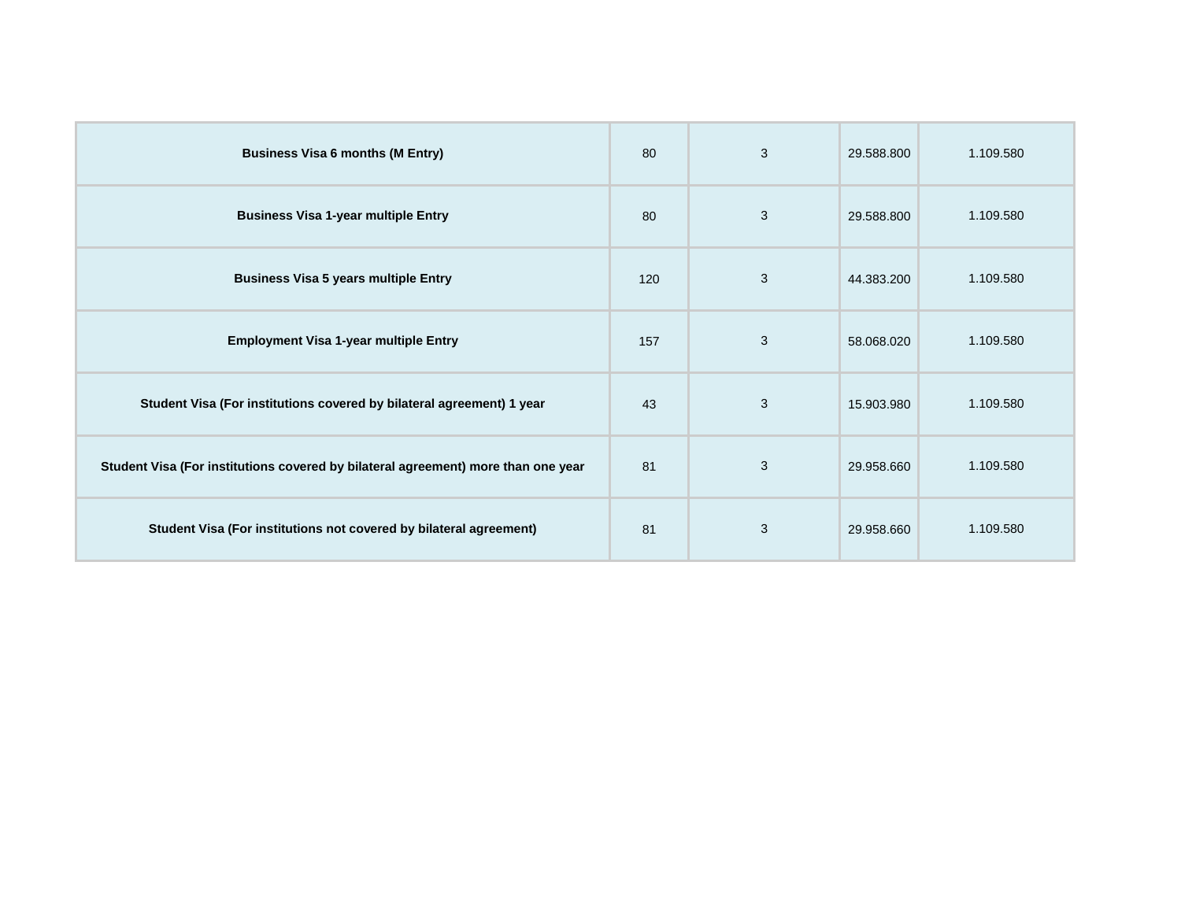| | | | | |
|---|---|---|---|---|
| **Business Visa 6 months (M Entry)** | 80 | 3 | 29.588.800 | 1.109.580 |
| **Business Visa 1-year multiple Entry** | 80 | 3 | 29.588.800 | 1.109.580 |
| **Business Visa 5 years multiple Entry** | 120 | 3 | 44.383.200 | 1.109.580 |
| **Employment Visa 1-year multiple Entry** | 157 | 3 | 58.068.020 | 1.109.580 |
| **Student Visa (For institutions covered by bilateral agreement) 1 year** | 43 | 3 | 15.903.980 | 1.109.580 |
| **Student Visa (For institutions covered by bilateral agreement) more than one year** | 81 | 3 | 29.958.660 | 1.109.580 |
| **Student Visa (For institutions not covered by bilateral agreement)** | 81 | 3 | 29.958.660 | 1.109.580 |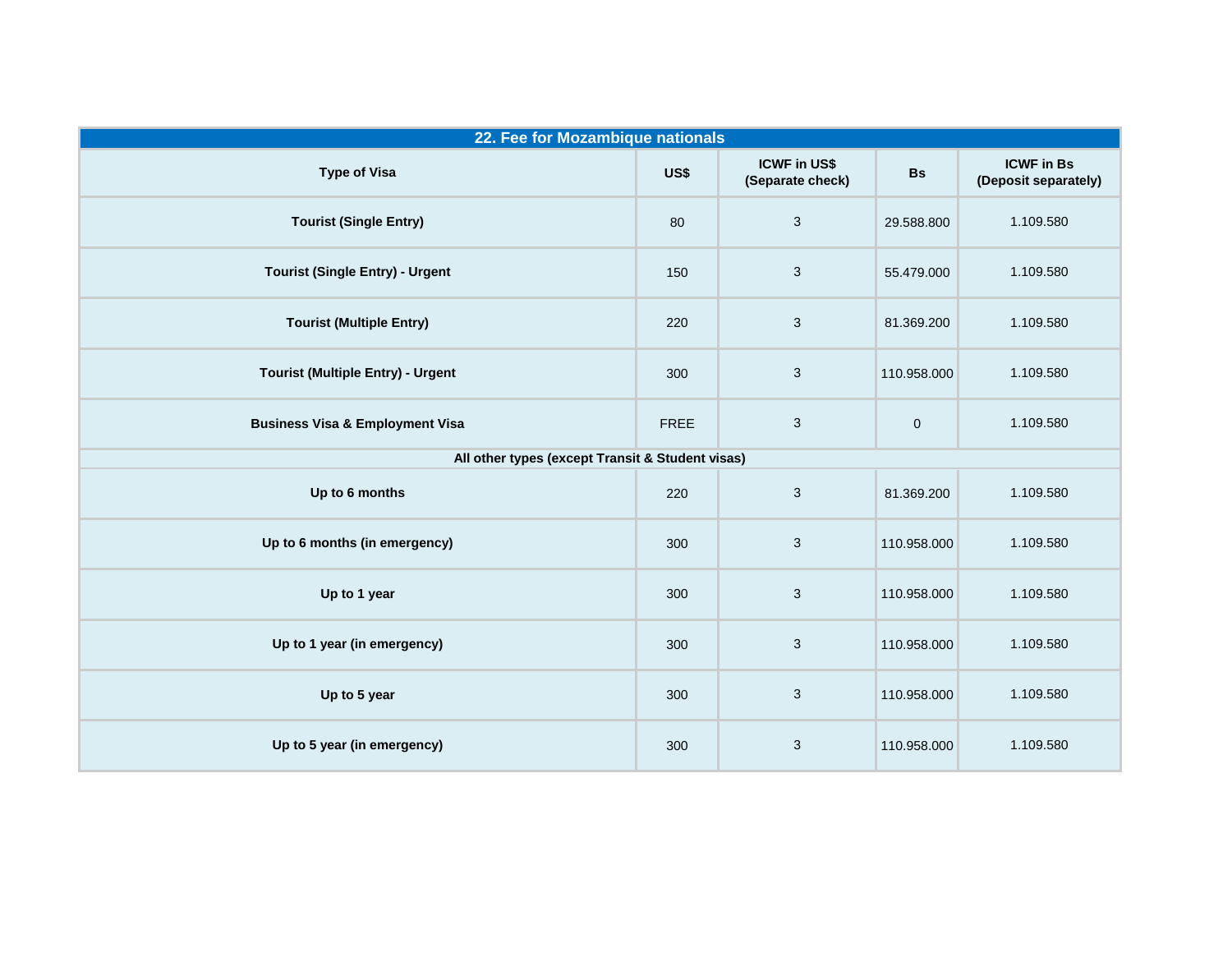| 22. Fee for Mozambique nationals | | | | |
|---|---|---|---|---|
| **Type of Visa** | **US$** | **ICWF in US$ (Separate check)** | **Bs** | **ICWF in Bs (Deposit separately)** |
| **Tourist (Single Entry)** | 80 | 3 | 29.588.800 | 1.109.580 |
| **Tourist (Single Entry) - Urgent** | 150 | 3 | 55.479.000 | 1.109.580 |
| **Tourist (Multiple Entry)** | 220 | 3 | 81.369.200 | 1.109.580 |
| **Tourist (Multiple Entry) - Urgent** | 300 | 3 | 110.958.000 | 1.109.580 |
| **Business Visa & Employment Visa** | FREE | 3 | 0 | 1.109.580 |
| **All other types (except Transit & Student visas)** | | | | |
| **Up to 6 months** | 220 | 3 | 81.369.200 | 1.109.580 |
| **Up to 6 months (in emergency)** | 300 | 3 | 110.958.000 | 1.109.580 |
| **Up to 1 year** | 300 | 3 | 110.958.000 | 1.109.580 |
| **Up to 1 year (in emergency)** | 300 | 3 | 110.958.000 | 1.109.580 |
| **Up to 5 year** | 300 | 3 | 110.958.000 | 1.109.580 |
| **Up to 5 year (in emergency)** | 300 | 3 | 110.958.000 | 1.109.580 |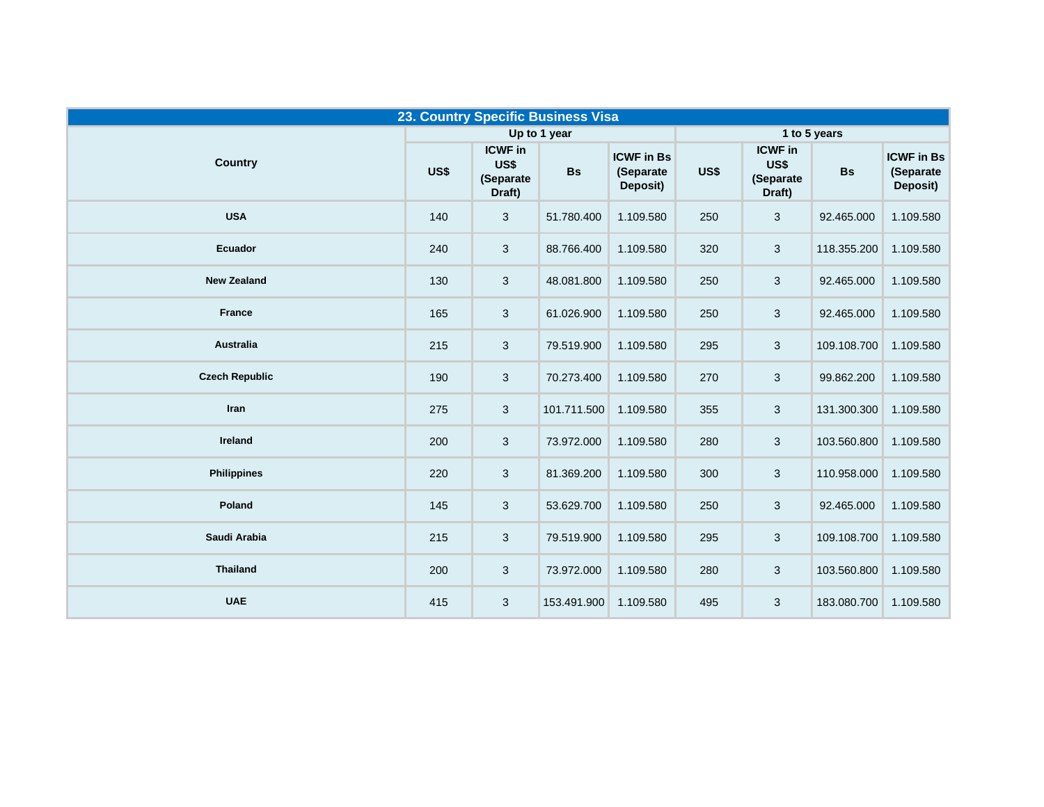## 23. Country Specific Business Visa

| Country | Up to 1 year | | | | 1 to 5 years | | | |
|---|---|---|---|---|---|---|---|---|
| | US$ | ICWF in US$ (Separate Draft) | Bs | ICWF in Bs (Separate Deposit) | US$ | ICWF in US$ (Separate Draft) | Bs | ICWF in Bs (Separate Deposit) |
| **USA** | 140 | 3 | 51.780.400 | 1.109.580 | 250 | 3 | 92.465.000 | 1.109.580 |
| **Ecuador** | 240 | 3 | 88.766.400 | 1.109.580 | 320 | 3 | 118.355.200 | 1.109.580 |
| **New Zealand** | 130 | 3 | 48.081.800 | 1.109.580 | 250 | 3 | 92.465.000 | 1.109.580 |
| **France** | 165 | 3 | 61.026.900 | 1.109.580 | 250 | 3 | 92.465.000 | 1.109.580 |
| **Australia** | 215 | 3 | 79.519.900 | 1.109.580 | 295 | 3 | 109.108.700 | 1.109.580 |
| **Czech Republic** | 190 | 3 | 70.273.400 | 1.109.580 | 270 | 3 | 99.862.200 | 1.109.580 |
| **Iran** | 275 | 3 | 101.711.500 | 1.109.580 | 355 | 3 | 131.300.300 | 1.109.580 |
| **Ireland** | 200 | 3 | 73.972.000 | 1.109.580 | 280 | 3 | 103.560.800 | 1.109.580 |
| **Philippines** | 220 | 3 | 81.369.200 | 1.109.580 | 300 | 3 | 110.958.000 | 1.109.580 |
| **Poland** | 145 | 3 | 53.629.700 | 1.109.580 | 250 | 3 | 92.465.000 | 1.109.580 |
| **Saudi Arabia** | 215 | 3 | 79.519.900 | 1.109.580 | 295 | 3 | 109.108.700 | 1.109.580 |
| **Thailand** | 200 | 3 | 73.972.000 | 1.109.580 | 280 | 3 | 103.560.800 | 1.109.580 |
| **UAE** | 415 | 3 | 153.491.900 | 1.109.580 | 495 | 3 | 183.080.700 | 1.109.580 |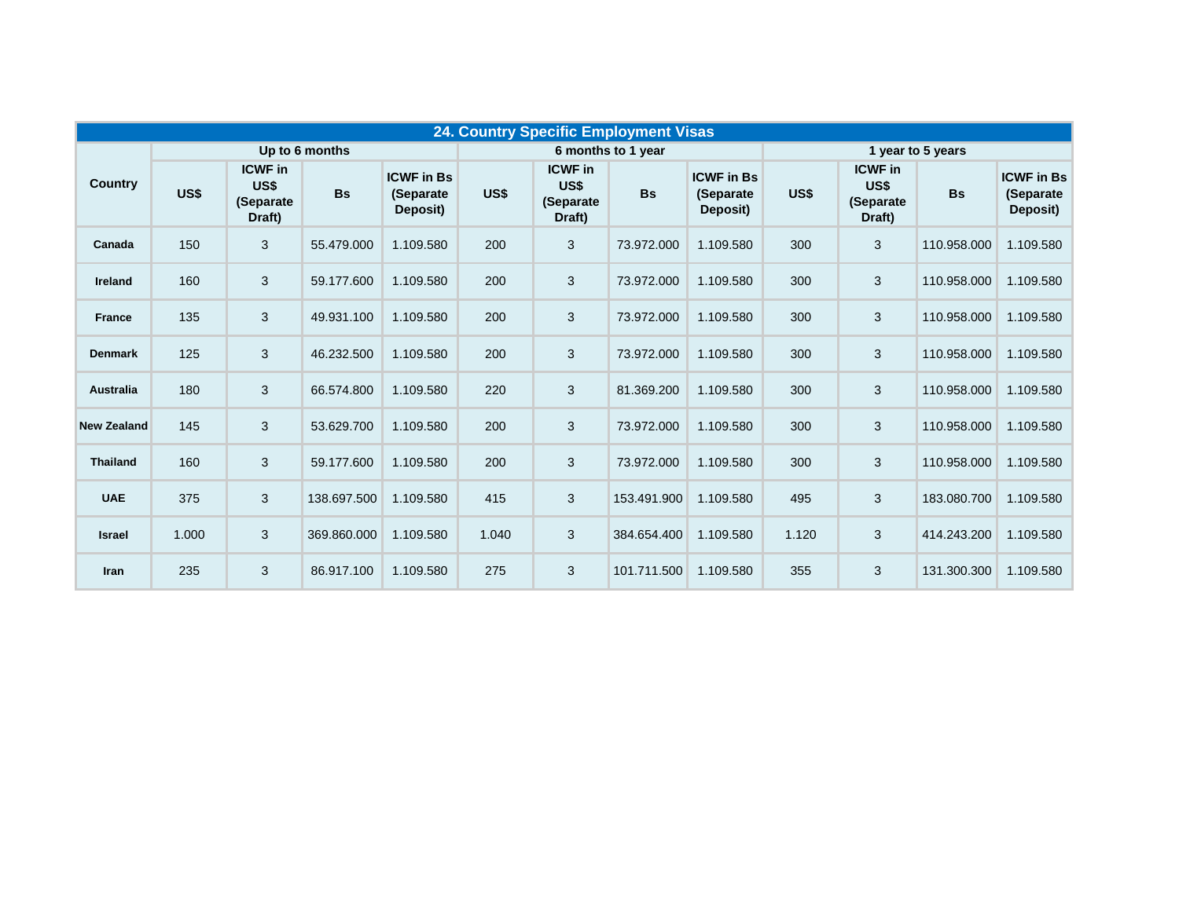| 24. Country Specific Employment Visas | | | | | | | | | | | | |
|---|---|---|---|---|---|---|---|---|---|---|---|---|
| Country | Up to 6 months | | | | 6 months to 1 year | | | | 1 year to 5 years | | | |
| | US$ | ICWF in US$ (Separate Draft) | Bs | ICWF in Bs (Separate Deposit) | US$ | ICWF in US$ (Separate Draft) | Bs | ICWF in Bs (Separate Deposit) | US$ | ICWF in US$ (Separate Draft) | Bs | ICWF in Bs (Separate Deposit) |
| Canada | 150 | 3 | 55.479.000 | 1.109.580 | 200 | 3 | 73.972.000 | 1.109.580 | 300 | 3 | 110.958.000 | 1.109.580 |
| Ireland | 160 | 3 | 59.177.600 | 1.109.580 | 200 | 3 | 73.972.000 | 1.109.580 | 300 | 3 | 110.958.000 | 1.109.580 |
| France | 135 | 3 | 49.931.100 | 1.109.580 | 200 | 3 | 73.972.000 | 1.109.580 | 300 | 3 | 110.958.000 | 1.109.580 |
| Denmark | 125 | 3 | 46.232.500 | 1.109.580 | 200 | 3 | 73.972.000 | 1.109.580 | 300 | 3 | 110.958.000 | 1.109.580 |
| Australia | 180 | 3 | 66.574.800 | 1.109.580 | 220 | 3 | 81.369.200 | 1.109.580 | 300 | 3 | 110.958.000 | 1.109.580 |
| New Zealand | 145 | 3 | 53.629.700 | 1.109.580 | 200 | 3 | 73.972.000 | 1.109.580 | 300 | 3 | 110.958.000 | 1.109.580 |
| Thailand | 160 | 3 | 59.177.600 | 1.109.580 | 200 | 3 | 73.972.000 | 1.109.580 | 300 | 3 | 110.958.000 | 1.109.580 |
| UAE | 375 | 3 | 138.697.500 | 1.109.580 | 415 | 3 | 153.491.900 | 1.109.580 | 495 | 3 | 183.080.700 | 1.109.580 |
| Israel | 1.000 | 3 | 369.860.000 | 1.109.580 | 1.040 | 3 | 384.654.400 | 1.109.580 | 1.120 | 3 | 414.243.200 | 1.109.580 |
| Iran | 235 | 3 | 86.917.100 | 1.109.580 | 275 | 3 | 101.711.500 | 1.109.580 | 355 | 3 | 131.300.300 | 1.109.580 |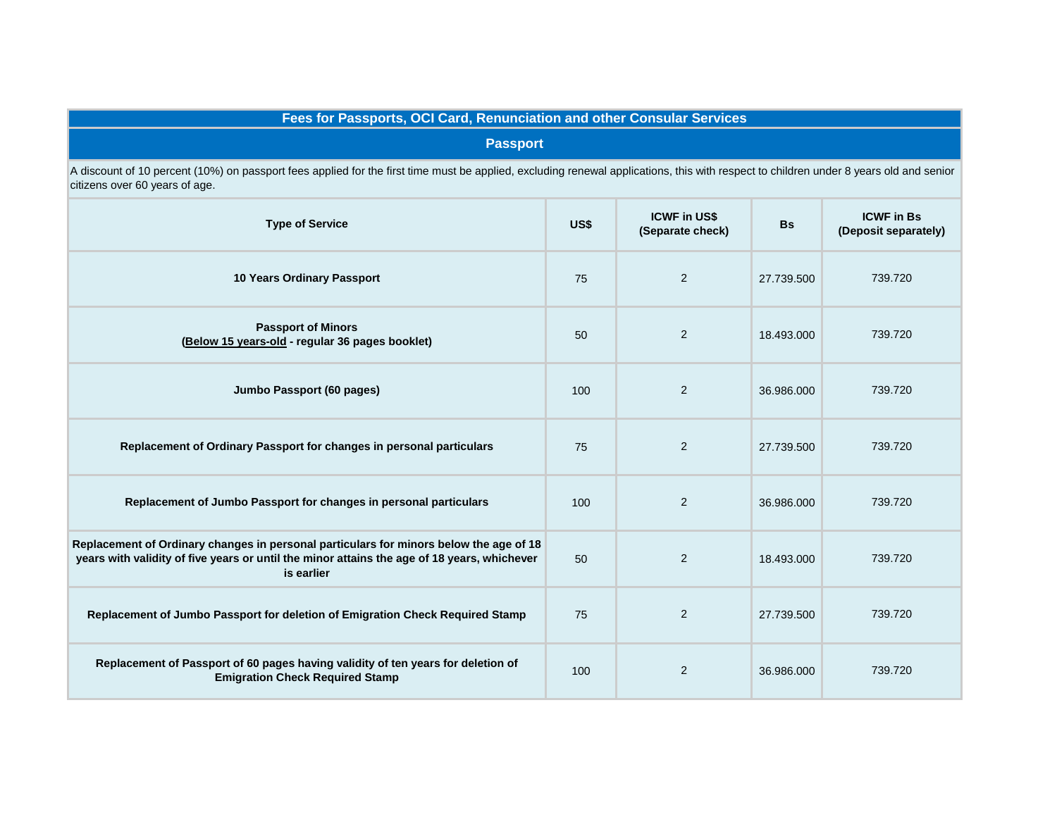## Fees for Passports, OCI Card, Renunciation and other Consular Services

### Passport

A discount of 10 percent (10%) on passport fees applied for the first time must be applied, excluding renewal applications, this with respect to children under 8 years old and senior citizens over 60 years of age.

| Type of Service | US$ | ICWF in US$ (Separate check) | Bs | ICWF in Bs (Deposit separately) |
| --- | --- | --- | --- | --- |
| **10 Years Ordinary Passport** | 75 | 2 | 27.739.500 | 739.720 |
| **Passport of Minors (Below 15 years-old - regular 36 pages booklet)** | 50 | 2 | 18.493.000 | 739.720 |
| **Jumbo Passport (60 pages)** | 100 | 2 | 36.986.000 | 739.720 |
| **Replacement of Ordinary Passport for changes in personal particulars** | 75 | 2 | 27.739.500 | 739.720 |
| **Replacement of Jumbo Passport for changes in personal particulars** | 100 | 2 | 36.986.000 | 739.720 |
| **Replacement of Ordinary changes in personal particulars for minors below the age of 18 years with validity of five years or until the minor attains the age of 18 years, whichever is earlier** | 50 | 2 | 18.493.000 | 739.720 |
| **Replacement of Jumbo Passport for deletion of Emigration Check Required Stamp** | 75 | 2 | 27.739.500 | 739.720 |
| **Replacement of Passport of 60 pages having validity of ten years for deletion of Emigration Check Required Stamp** | 100 | 2 | 36.986.000 | 739.720 |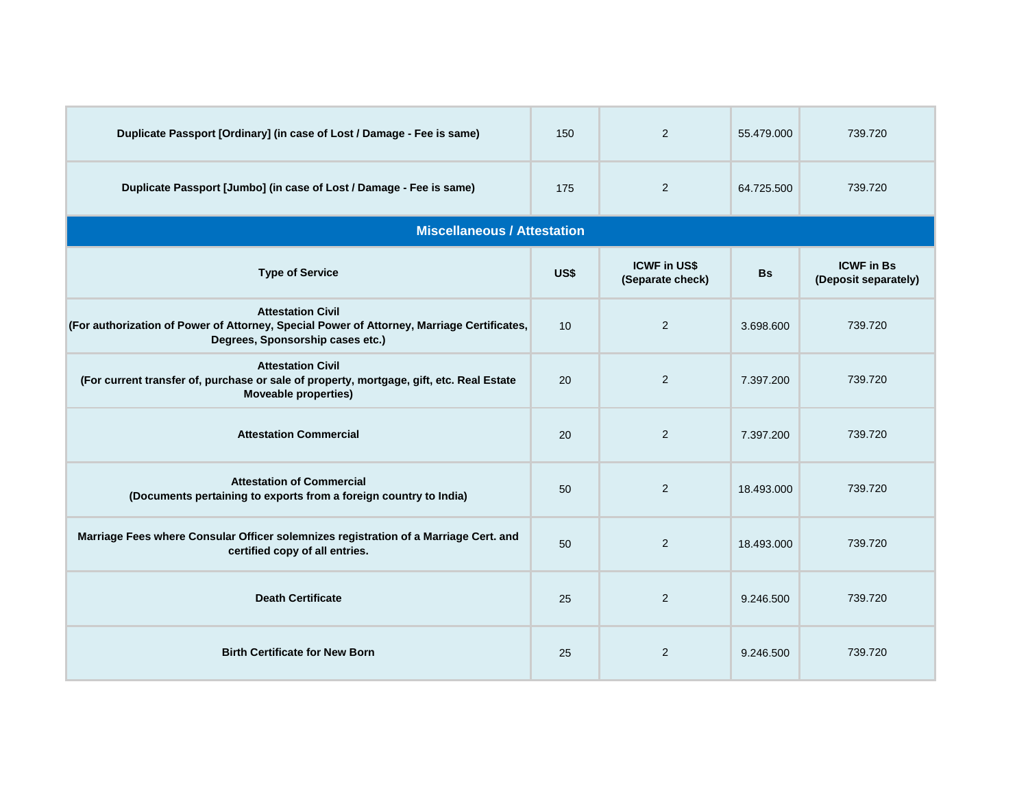| | | | | |
|---|---|---|---|---|
| **Duplicate Passport [Ordinary] (in case of Lost / Damage - Fee is same)** | 150 | 2 | 55.479.000 | 739.720 |
| **Duplicate Passport [Jumbo] (in case of Lost / Damage - Fee is same)** | 175 | 2 | 64.725.500 | 739.720 |
| **Miscellaneous / Attestation** | | | | |
| **Type of Service** | **US$** | **ICWF in US$ (Separate check)** | **Bs** | **ICWF in Bs (Deposit separately)** |
| **Attestation Civil (For authorization of Power of Attorney, Special Power of Attorney, Marriage Certificates, Degrees, Sponsorship cases etc.)** | 10 | 2 | 3.698.600 | 739.720 |
| **Attestation Civil (For current transfer of, purchase or sale of property, mortgage, gift, etc. Real Estate Moveable properties)** | 20 | 2 | 7.397.200 | 739.720 |
| **Attestation Commercial** | 20 | 2 | 7.397.200 | 739.720 |
| **Attestation of Commercial (Documents pertaining to exports from a foreign country to India)** | 50 | 2 | 18.493.000 | 739.720 |
| **Marriage Fees where Consular Officer solemnizes registration of a Marriage Cert. and certified copy of all entries.** | 50 | 2 | 18.493.000 | 739.720 |
| **Death Certificate** | 25 | 2 | 9.246.500 | 739.720 |
| **Birth Certificate for New Born** | 25 | 2 | 9.246.500 | 739.720 |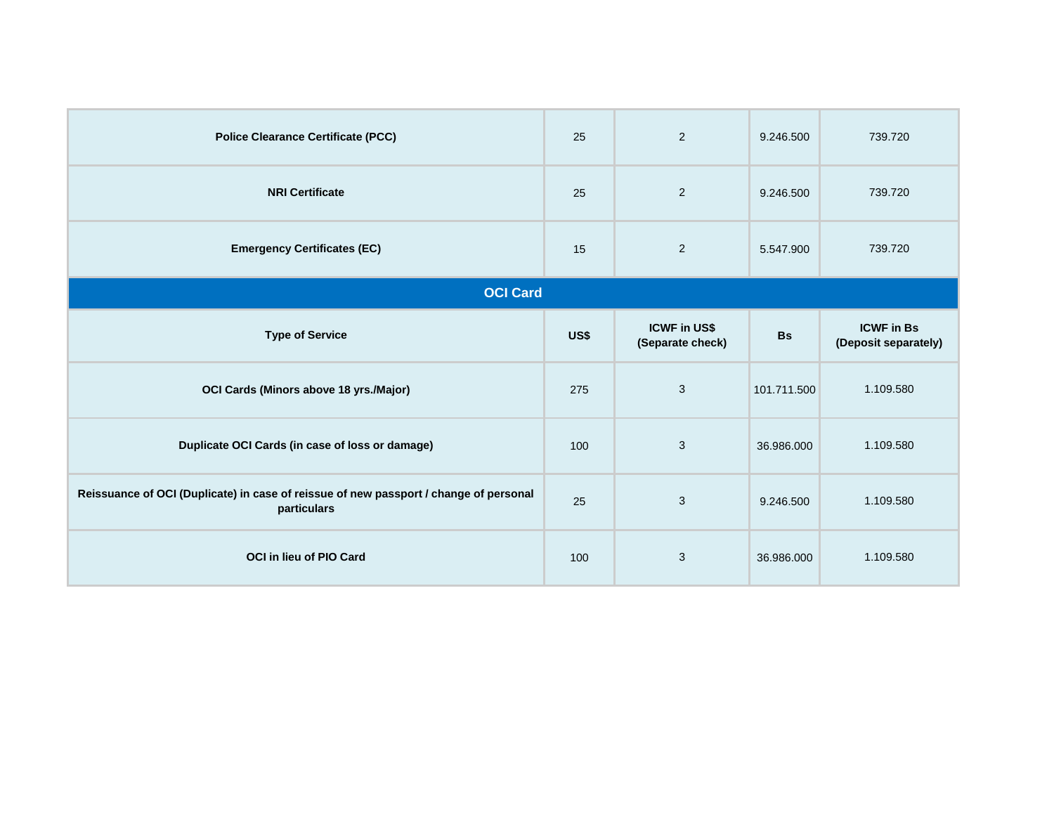| | | | | |
|---|---|---|---|---|
| **Police Clearance Certificate (PCC)** | 25 | 2 | 9.246.500 | 739.720 |
| **NRI Certificate** | 25 | 2 | 9.246.500 | 739.720 |
| **Emergency Certificates (EC)** | 15 | 2 | 5.547.900 | 739.720 |

## OCI Card

| Type of Service | US$ | ICWF in US$ (Separate check) | Bs | ICWF in Bs (Deposit separately) |
|---|---|---|---|---|
| **OCI Cards (Minors above 18 yrs./Major)** | 275 | 3 | 101.711.500 | 1.109.580 |
| **Duplicate OCI Cards (in case of loss or damage)** | 100 | 3 | 36.986.000 | 1.109.580 |
| **Reissuance of OCI (Duplicate) in case of reissue of new passport / change of personal particulars** | 25 | 3 | 9.246.500 | 1.109.580 |
| **OCI in lieu of PIO Card** | 100 | 3 | 36.986.000 | 1.109.580 |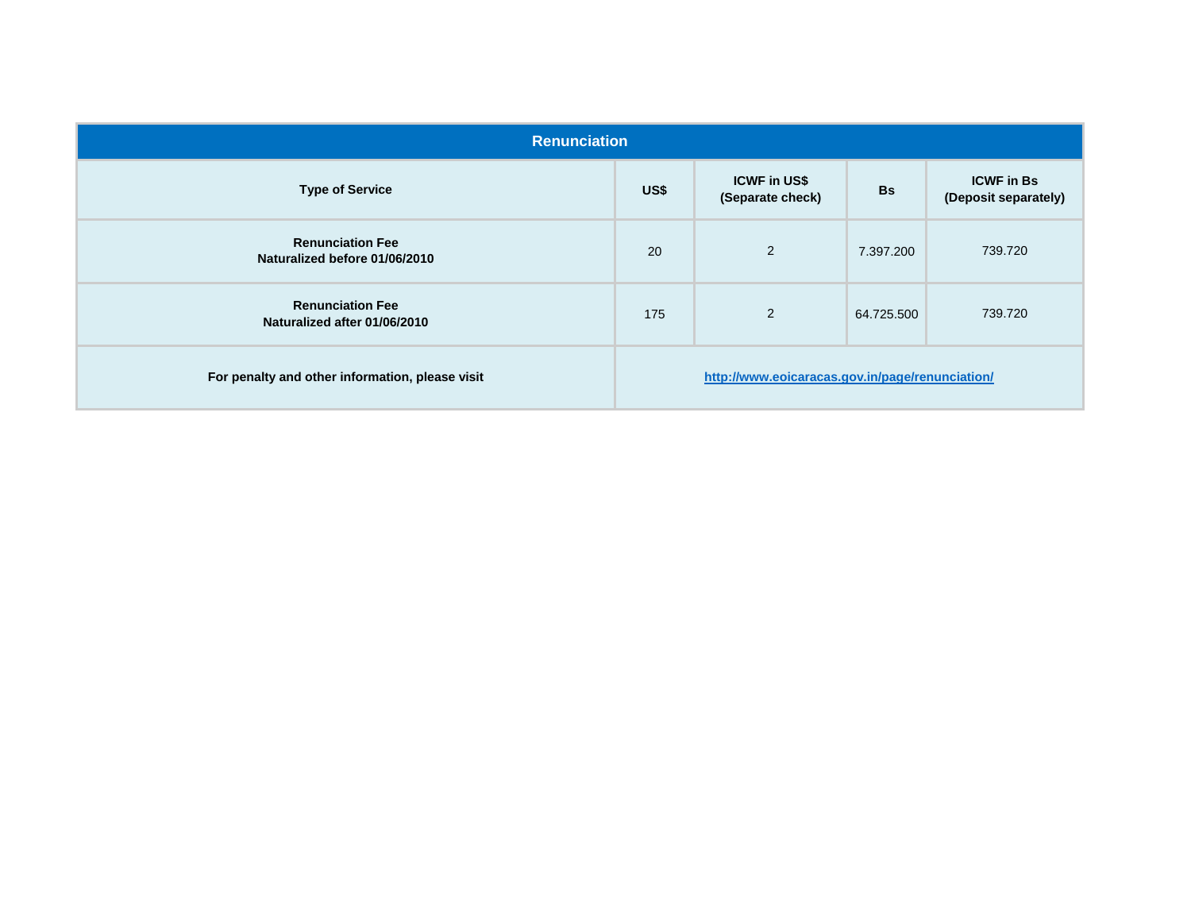| Renunciation | | | | |
|---|---|---|---|---|
| **Type of Service** | **US$** | **ICWF in US$ (Separate check)** | **Bs** | **ICWF in Bs (Deposit separately)** |
| **Renunciation Fee Naturalized before 01/06/2010** | 20 | 2 | 7.397.200 | 739.720 |
| **Renunciation Fee Naturalized after 01/06/2010** | 175 | 2 | 64.725.500 | 739.720 |
| **For penalty and other information, please visit** | http://www.eoicaracas.gov.in/page/renunciation/ | | | |